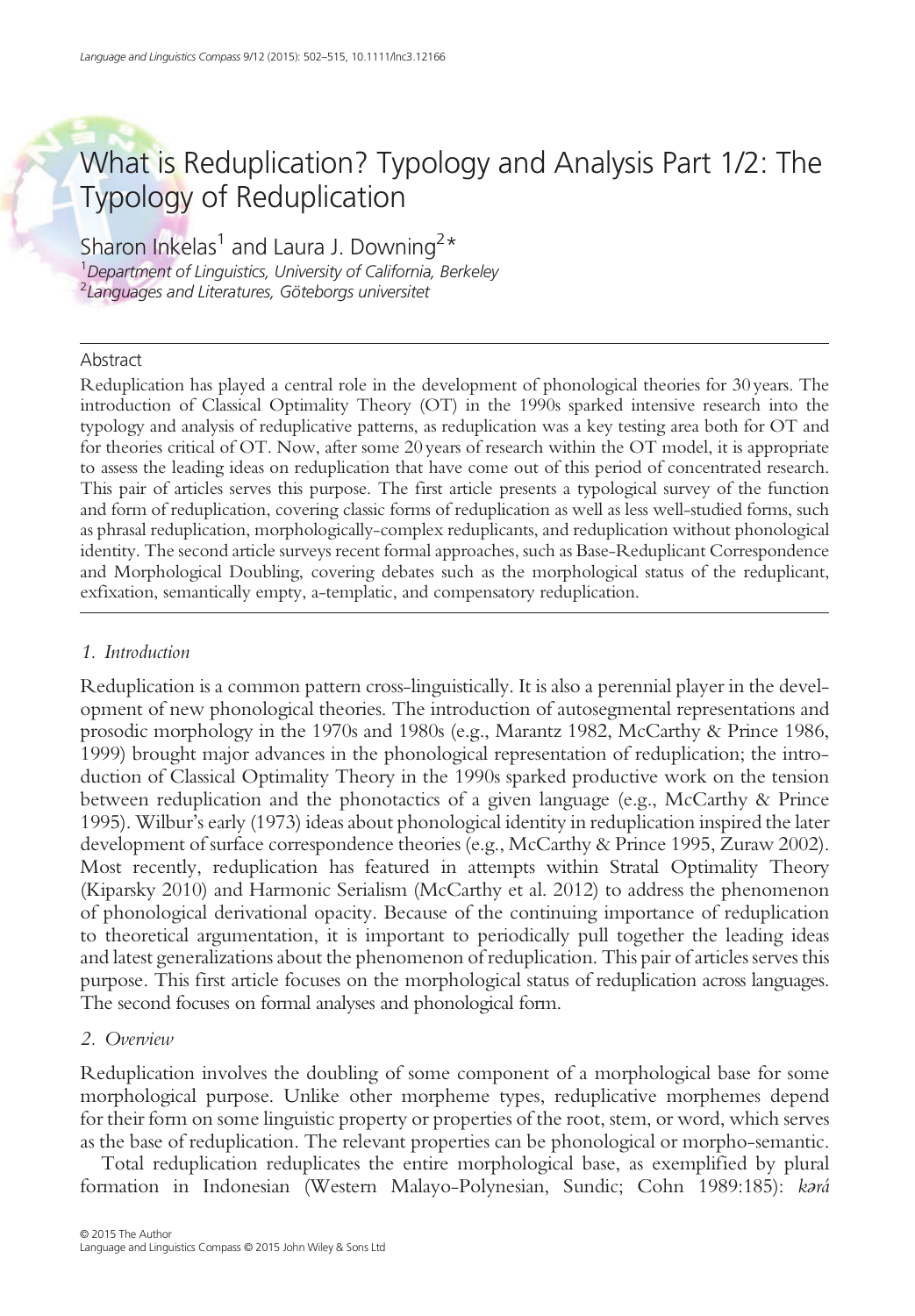# What is Reduplication? Typology and Analysis Part 1/2: The Typology of Reduplication

Sharon Inkelas[1] and Laura J. Downing[2]*

[1]*Department of Linguistics, University of California, Berkeley*
[2]*Languages and Literatures, Göteborgs universitet*

## Abstract

Reduplication has played a central role in the development of phonological theories for 30 years. The introduction of Classical Optimality Theory (OT) in the 1990s sparked intensive research into the typology and analysis of reduplicative patterns, as reduplication was a key testing area both for OT and for theories critical of OT. Now, after some 20 years of research within the OT model, it is appropriate to assess the leading ideas on reduplication that have come out of this period of concentrated research. This pair of articles serves this purpose. The first article presents a typological survey of the function and form of reduplication, covering classic forms of reduplication as well as less well-studied forms, such as phrasal reduplication, morphologically-complex reduplicants, and reduplication without phonological identity. The second article surveys recent formal approaches, such as Base-Reduplicant Correspondence and Morphological Doubling, covering debates such as the morphological status of the reduplicant, exfixation, semantically empty, a-templatic, and compensatory reduplication.

## *1. Introduction*

Reduplication is a common pattern cross-linguistically. It is also a perennial player in the development of new phonological theories. The introduction of autosegmental representations and prosodic morphology in the 1970s and 1980s (e.g., Marantz 1982, McCarthy & Prince 1986, 1999) brought major advances in the phonological representation of reduplication; the introduction of Classical Optimality Theory in the 1990s sparked productive work on the tension between reduplication and the phonotactics of a given language (e.g., McCarthy & Prince 1995). Wilbur's early (1973) ideas about phonological identity in reduplication inspired the later development of surface correspondence theories (e.g., McCarthy & Prince 1995, Zuraw 2002). Most recently, reduplication has featured in attempts within Stratal Optimality Theory (Kiparsky 2010) and Harmonic Serialism (McCarthy et al. 2012) to address the phenomenon of phonological derivational opacity. Because of the continuing importance of reduplication to theoretical argumentation, it is important to periodically pull together the leading ideas and latest generalizations about the phenomenon of reduplication. This pair of articles serves this purpose. This first article focuses on the morphological status of reduplication across languages. The second focuses on formal analyses and phonological form.

## *2. Overview*

Reduplication involves the doubling of some component of a morphological base for some morphological purpose. Unlike other morpheme types, reduplicative morphemes depend for their form on some linguistic property or properties of the root, stem, or word, which serves as the base of reduplication. The relevant properties can be phonological or morpho-semantic.

Total reduplication reduplicates the entire morphological base, as exemplified by plural formation in Indonesian (Western Malayo-Polynesian, Sundic; Cohn 1989:185): *kərá*

© 2015 The Author
Language and Linguistics Compass © 2015 John Wiley & Sons Ltd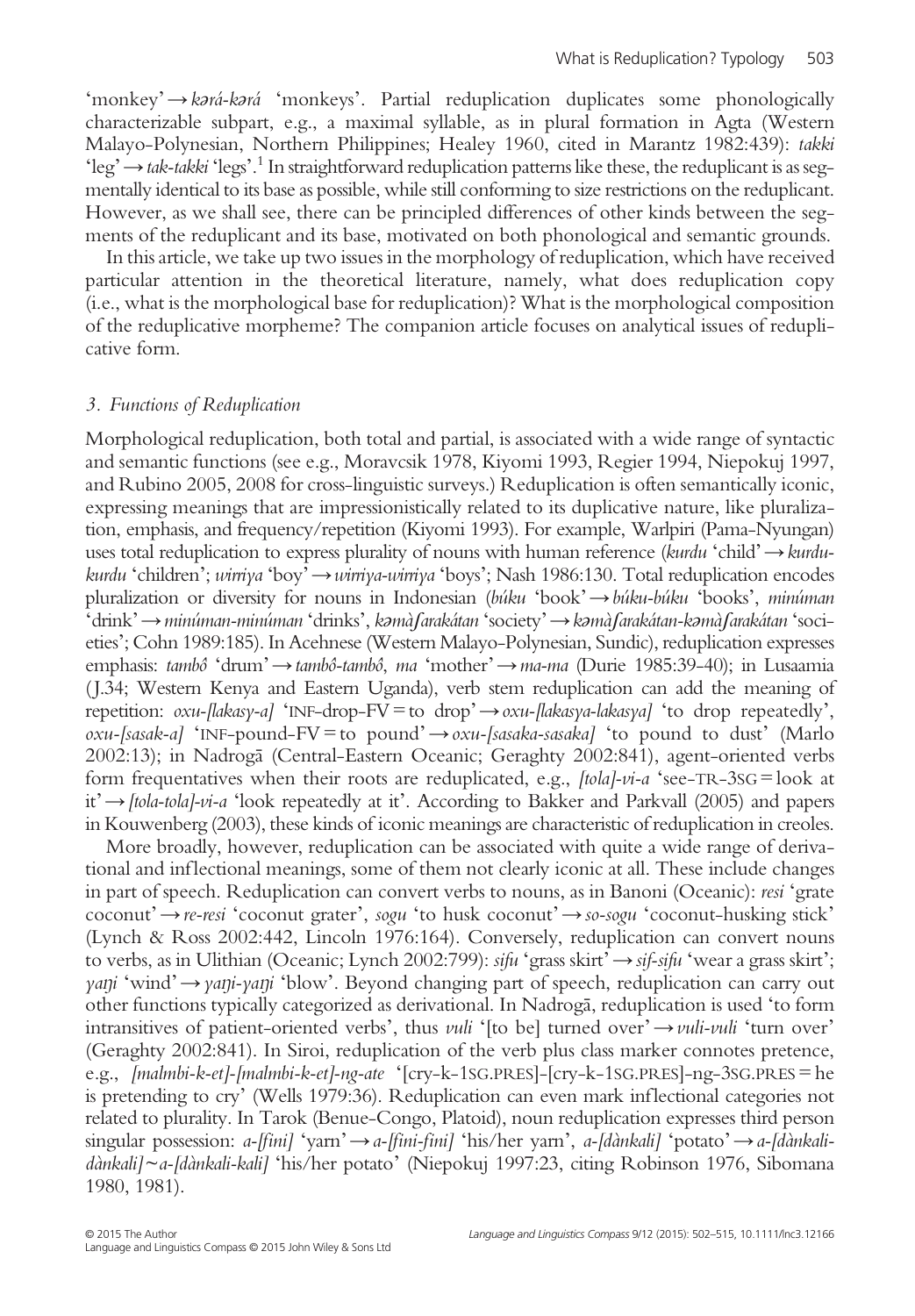'monkey' → *kərá-kərá* 'monkeys'. Partial reduplication duplicates some phonologically characterizable subpart, e.g., a maximal syllable, as in plural formation in Agta (Western Malayo-Polynesian, Northern Philippines; Healey 1960, cited in Marantz 1982:439): *takki* 'leg' → *tak-takki* 'legs'.[1] In straightforward reduplication patterns like these, the reduplicant is as segmentally identical to its base as possible, while still conforming to size restrictions on the reduplicant. However, as we shall see, there can be principled differences of other kinds between the segments of the reduplicant and its base, motivated on both phonological and semantic grounds.

In this article, we take up two issues in the morphology of reduplication, which have received particular attention in the theoretical literature, namely, what does reduplication copy (i.e., what is the morphological base for reduplication)? What is the morphological composition of the reduplicative morpheme? The companion article focuses on analytical issues of reduplicative form.

### 3. Functions of Reduplication

Morphological reduplication, both total and partial, is associated with a wide range of syntactic and semantic functions (see e.g., Moravcsik 1978, Kiyomi 1993, Regier 1994, Niepokuj 1997, and Rubino 2005, 2008 for cross-linguistic surveys.) Reduplication is often semantically iconic, expressing meanings that are impressionistically related to its duplicative nature, like pluralization, emphasis, and frequency/repetition (Kiyomi 1993). For example, Warlpiri (Pama-Nyungan) uses total reduplication to express plurality of nouns with human reference (*kurdu* 'child' → *kurdu-kurdu* 'children'; *wirriya* 'boy' → *wirriya-wirriya* 'boys'; Nash 1986:130. Total reduplication encodes pluralization or diversity for nouns in Indonesian (*búku* 'book' → *búku-búku* 'books', *minúman* 'drink' → *minúman-minúman* 'drinks', *kəmàʃarakátan* 'society' → *kəmàʃarakátan-kəmàʃarakátan* 'societies'; Cohn 1989:185). In Acehnese (Western Malayo-Polynesian, Sundic), reduplication expresses emphasis: *tambô* 'drum' → *tambô-tambô*, *ma* 'mother' → *ma-ma* (Durie 1985:39-40); in Lusaamia (J.34; Western Kenya and Eastern Uganda), verb stem reduplication can add the meaning of repetition: *oxu-[lakasy-a]* 'INF–drop–FV = to drop' → *oxu-[lakasya-lakasya]* 'to drop repeatedly', *oxu-[sasak-a]* 'INF–pound–FV = to pound' → *oxu-[sasaka-sasaka]* 'to pound to dust' (Marlo 2002:13); in Nadrogā (Central-Eastern Oceanic; Geraghty 2002:841), agent-oriented verbs form frequentatives when their roots are reduplicated, e.g., *[tola]-vi-a* 'see–TR–3SG = look at it' → *[tola-tola]-vi-a* 'look repeatedly at it'. According to Bakker and Parkvall (2005) and papers in Kouwenberg (2003), these kinds of iconic meanings are characteristic of reduplication in creoles.

More broadly, however, reduplication can be associated with quite a wide range of derivational and inflectional meanings, some of them not clearly iconic at all. These include changes in part of speech. Reduplication can convert verbs to nouns, as in Banoni (Oceanic): *resi* 'grate coconut' → *re-resi* 'coconut grater', *sogu* 'to husk coconut' → *so-sogu* 'coconut-husking stick' (Lynch & Ross 2002:442, Lincoln 1976:164). Conversely, reduplication can convert nouns to verbs, as in Ulithian (Oceanic; Lynch 2002:799): *sifu* 'grass skirt' → *sif-sifu* 'wear a grass skirt'; *yaŋi* 'wind' → *yaŋi-yaŋi* 'blow'. Beyond changing part of speech, reduplication can carry out other functions typically categorized as derivational. In Nadrogā, reduplication is used 'to form intransitives of patient-oriented verbs', thus *vuli* '[to be] turned over' → *vuli-vuli* 'turn over' (Geraghty 2002:841). In Siroi, reduplication of the verb plus class marker connotes pretence, e.g., *[malmbi-k-et]-[malmbi-k-et]-ng-ate* '[cry–k–1SG.PRES]-[cry–k–1SG.PRES]–ng–3SG.PRES = he is pretending to cry' (Wells 1979:36). Reduplication can even mark inflectional categories not related to plurality. In Tarok (Benue-Congo, Platoid), noun reduplication expresses third person singular possession: *a-[fini]* 'yarn' → *a-[fini-fini]* 'his/her yarn', *a-[dànkali]* 'potato' → *a-[dànkali-dànkali]* ~ *a-[dànkali-kali]* 'his/her potato' (Niepokuj 1997:23, citing Robinson 1976, Sibomana 1980, 1981).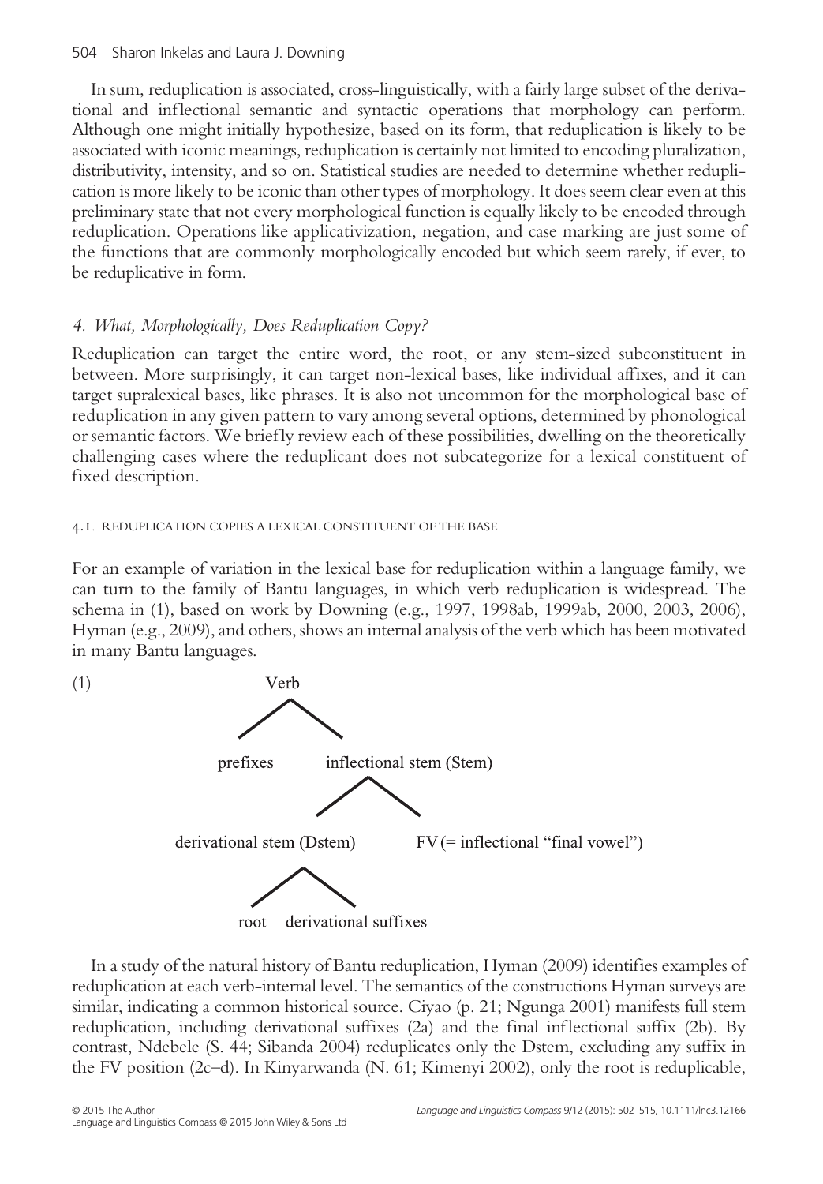In sum, reduplication is associated, cross-linguistically, with a fairly large subset of the derivational and inflectional semantic and syntactic operations that morphology can perform. Although one might initially hypothesize, based on its form, that reduplication is likely to be associated with iconic meanings, reduplication is certainly not limited to encoding pluralization, distributivity, intensity, and so on. Statistical studies are needed to determine whether reduplication is more likely to be iconic than other types of morphology. It does seem clear even at this preliminary state that not every morphological function is equally likely to be encoded through reduplication. Operations like applicativization, negation, and case marking are just some of the functions that are commonly morphologically encoded but which seem rarely, if ever, to be reduplicative in form.

## *4. What, Morphologically, Does Reduplication Copy?*

Reduplication can target the entire word, the root, or any stem-sized subconstituent in between. More surprisingly, it can target non-lexical bases, like individual affixes, and it can target supralexical bases, like phrases. It is also not uncommon for the morphological base of reduplication in any given pattern to vary among several options, determined by phonological or semantic factors. We briefly review each of these possibilities, dwelling on the theoretically challenging cases where the reduplicant does not subcategorize for a lexical constituent of fixed description.

### 4.1. REDUPLICATION COPIES A LEXICAL CONSTITUENT OF THE BASE

For an example of variation in the lexical base for reduplication within a language family, we can turn to the family of Bantu languages, in which verb reduplication is widespread. The schema in (1), based on work by Downing (e.g., 1997, 1998ab, 1999ab, 2000, 2003, 2006), Hyman (e.g., 2009), and others, shows an internal analysis of the verb which has been motivated in many Bantu languages.

(1)

```
Verb
├── prefixes
└── inflectional stem (Stem)
    ├── derivational stem (Dstem)
    │   ├── root
    │   └── derivational suffixes
    └── FV (= inflectional "final vowel")
```

In a study of the natural history of Bantu reduplication, Hyman (2009) identifies examples of reduplication at each verb-internal level. The semantics of the constructions Hyman surveys are similar, indicating a common historical source. Ciyao (p. 21; Ngunga 2001) manifests full stem reduplication, including derivational suffixes (2a) and the final inflectional suffix (2b). By contrast, Ndebele (S. 44; Sibanda 2004) reduplicates only the Dstem, excluding any suffix in the FV position (2c–d). In Kinyarwanda (N. 61; Kimenyi 2002), only the root is reduplicable,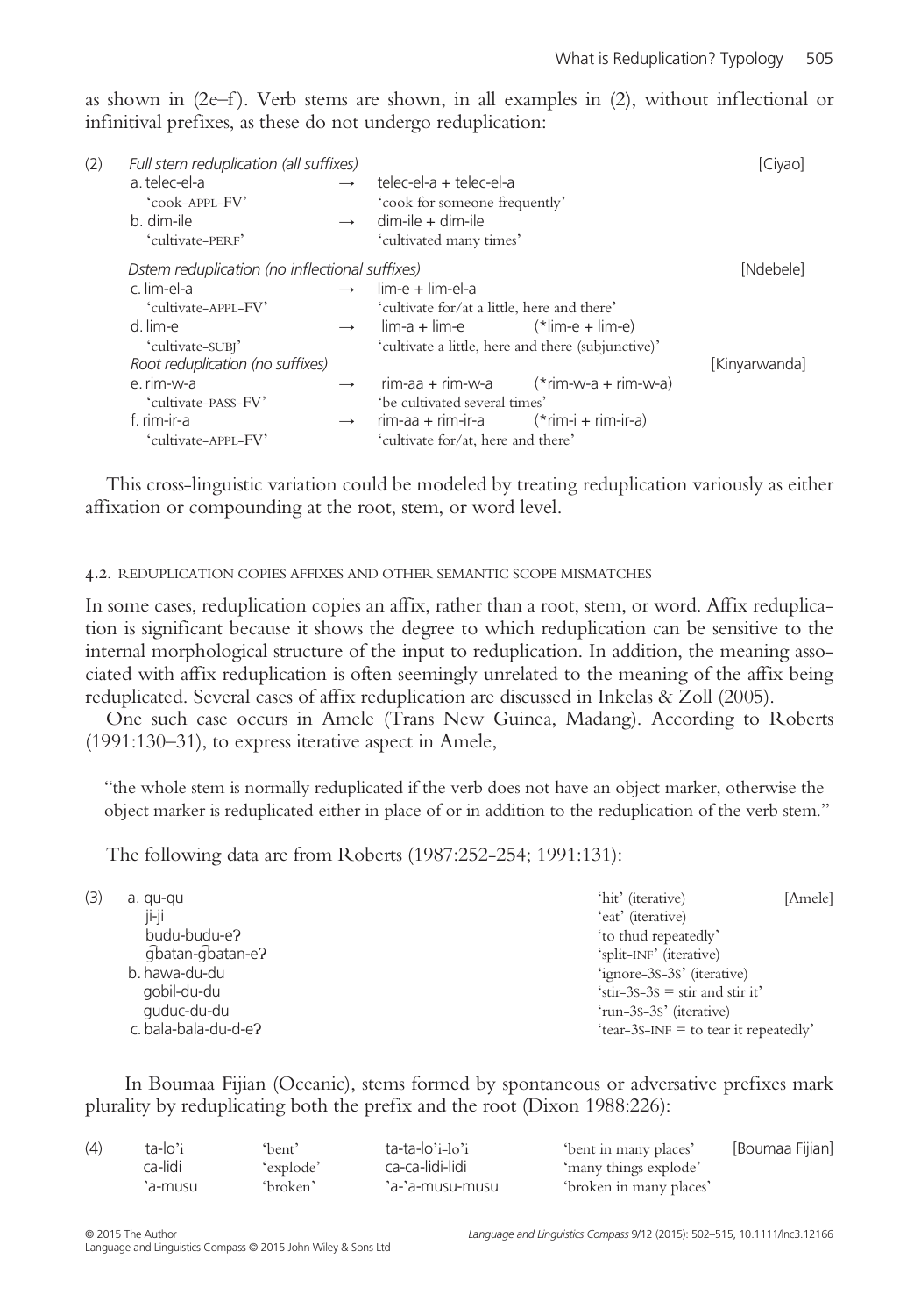as shown in (2e–f). Verb stems are shown, in all examples in (2), without inflectional or infinitival prefixes, as these do not undergo reduplication:

(2)

| | | | |
|---|---|---|---|
| *Full stem reduplication (all suffixes)* | | | [Ciyao] |
| a. telec-el-a | → | telec-el-a + telec-el-a | |
| 'cook-APPL-FV' | | 'cook for someone frequently' | |
| b. dim-ile | → | dim-ile + dim-ile | |
| 'cultivate-PERF' | | 'cultivated many times' | |
| *Dstem reduplication (no inflectional suffixes)* | | | [Ndebele] |
| c. lim-el-a | → | lim-e + lim-el-a | |
| 'cultivate-APPL-FV' | | 'cultivate for/at a little, here and there' | |
| d. lim-e | → | lim-a + lim-e (*lim-e + lim-e) | |
| 'cultivate-SUBJ' | | 'cultivate a little, here and there (subjunctive)' | |
| *Root reduplication (no suffixes)* | | | [Kinyarwanda] |
| e. rim-w-a | → | rim-aa + rim-w-a (*rim-w-a + rim-w-a) | |
| 'cultivate-PASS-FV' | | 'be cultivated several times' | |
| f. rim-ir-a | → | rim-aa + rim-ir-a (*rim-i + rim-ir-a) | |
| 'cultivate-APPL-FV' | | 'cultivate for/at, here and there' | |

This cross-linguistic variation could be modeled by treating reduplication variously as either affixation or compounding at the root, stem, or word level.

### 4.2. Reduplication Copies Affixes and Other Semantic Scope Mismatches

In some cases, reduplication copies an affix, rather than a root, stem, or word. Affix reduplication is significant because it shows the degree to which reduplication can be sensitive to the internal morphological structure of the input to reduplication. In addition, the meaning associated with affix reduplication is often seemingly unrelated to the meaning of the affix being reduplicated. Several cases of affix reduplication are discussed in Inkelas & Zoll (2005).

One such case occurs in Amele (Trans New Guinea, Madang). According to Roberts (1991:130–31), to express iterative aspect in Amele,

> "the whole stem is normally reduplicated if the verb does not have an object marker, otherwise the object marker is reduplicated either in place of or in addition to the reduplication of the verb stem."

The following data are from Roberts (1987:252-254; 1991:131):

(3) [Amele]

| | |
|---|---|
| a. qu-qu | 'hit' (iterative) |
| ji-ji | 'eat' (iterative) |
| budu-budu-eʔ | 'to thud repeatedly' |
| g͡batan-g͡batan-eʔ | 'split-INF' (iterative) |
| b. hawa-du-du | 'ignore-3S-3S' (iterative) |
| gobil-du-du | 'stir-3S-3S = stir and stir it' |
| guduc-du-du | 'run-3S-3S' (iterative) |
| c. bala-bala-du-d-eʔ | 'tear-3S-INF = to tear it repeatedly' |

In Boumaa Fijian (Oceanic), stems formed by spontaneous or adversative prefixes mark plurality by reduplicating both the prefix and the root (Dixon 1988:226):

(4) [Boumaa Fijian]

| | | | |
|---|---|---|---|
| ta-lo'i | 'bent' | ta-ta-lo'i-lo'i | 'bent in many places' |
| ca-lidi | 'explode' | ca-ca-lidi-lidi | 'many things explode' |
| 'a-musu | 'broken' | 'a-'a-musu-musu | 'broken in many places' |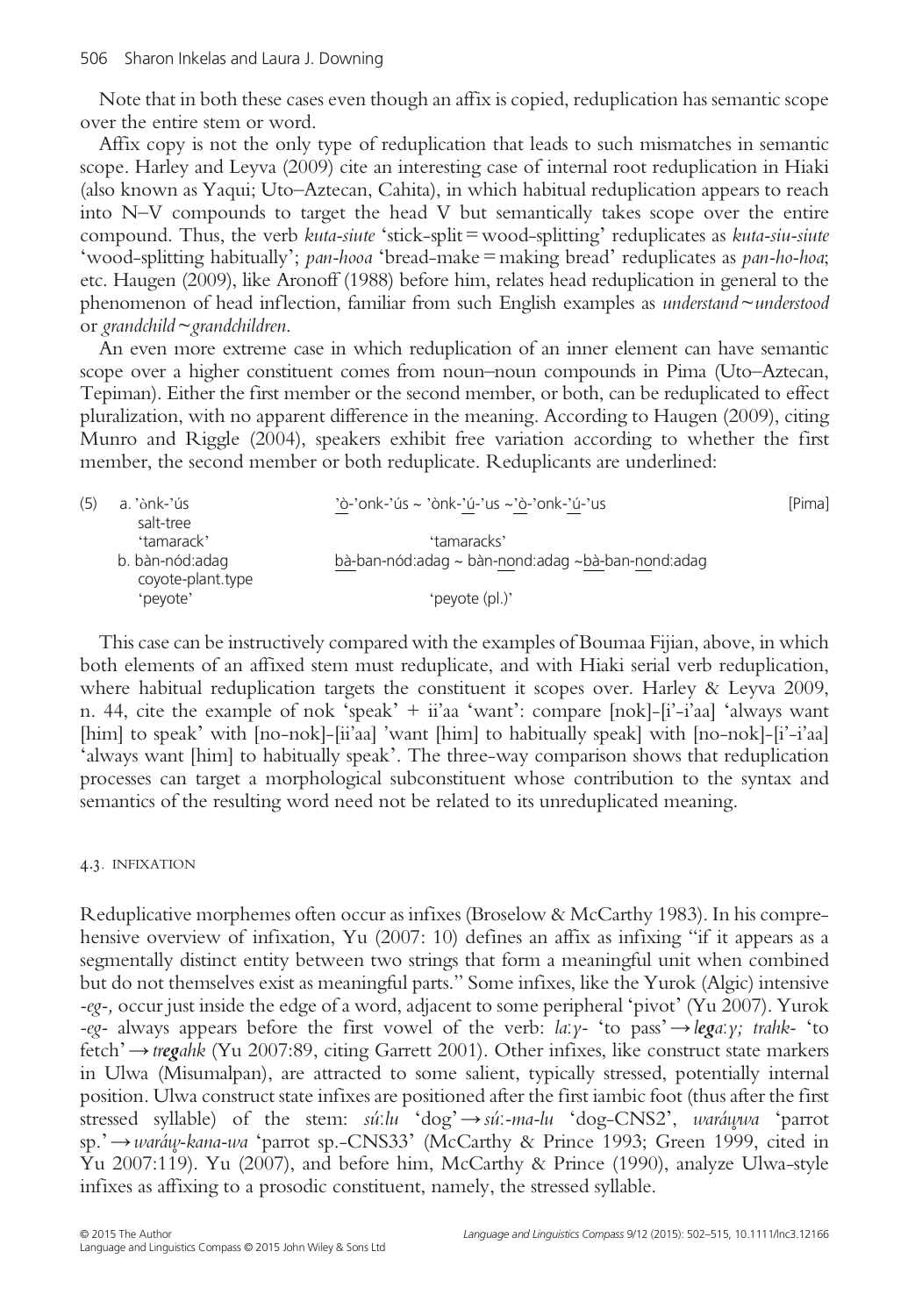Note that in both these cases even though an affix is copied, reduplication has semantic scope over the entire stem or word.

Affix copy is not the only type of reduplication that leads to such mismatches in semantic scope. Harley and Leyva (2009) cite an interesting case of internal root reduplication in Hiaki (also known as Yaqui; Uto–Aztecan, Cahita), in which habitual reduplication appears to reach into N–V compounds to target the head V but semantically takes scope over the entire compound. Thus, the verb *kuta-siute* 'stick-split = wood-splitting' reduplicates as *kuta-siu-siute* 'wood-splitting habitually'; *pan-hooa* 'bread-make = making bread' reduplicates as *pan-ho-hoa*; etc. Haugen (2009), like Aronoff (1988) before him, relates head reduplication in general to the phenomenon of head inflection, familiar from such English examples as *understand ~ understood* or *grandchild ~ grandchildren*.

An even more extreme case in which reduplication of an inner element can have semantic scope over a higher constituent comes from noun–noun compounds in Pima (Uto–Aztecan, Tepiman). Either the first member or the second member, or both, can be reduplicated to effect pluralization, with no apparent difference in the meaning. According to Haugen (2009), citing Munro and Riggle (2004), speakers exhibit free variation according to whether the first member, the second member or both reduplicate. Reduplicants are underlined:

(5) a. 'ònk-'ús — <u>'ò-</u>'onk-'ús ~ 'ònk-<u>'ú-</u>'us ~ <u>'ò-</u>'onk-<u>'ú-</u>'us [Pima]
   salt-tree
   'tamarack' — 'tamaracks'

   b. bàn-nód:adag — <u>bà-</u>ban-nód:adag ~ bàn-<u>no</u>nd:adag ~ <u>bà-</u>ban-<u>no</u>nd:adag
   coyote-plant.type
   'peyote' — 'peyote (pl.)'

This case can be instructively compared with the examples of Boumaa Fijian, above, in which both elements of an affixed stem must reduplicate, and with Hiaki serial verb reduplication, where habitual reduplication targets the constituent it scopes over. Harley & Leyva 2009, n. 44, cite the example of nok 'speak' + ii'aa 'want': compare [nok]-[i'-i'aa] 'always want [him] to speak' with [no-nok]-[ii'aa] 'want [him] to habitually speak] with [no-nok]-[i'-i'aa] 'always want [him] to habitually speak'. The three-way comparison shows that reduplication processes can target a morphological subconstituent whose contribution to the syntax and semantics of the resulting word need not be related to its unreduplicated meaning.

### 4.3. Infixation

Reduplicative morphemes often occur as infixes (Broselow & McCarthy 1983). In his comprehensive overview of infixation, Yu (2007: 10) defines an affix as infixing "if it appears as a segmentally distinct entity between two strings that form a meaningful unit when combined but do not themselves exist as meaningful parts." Some infixes, like the Yurok (Algic) intensive *-eg-*, occur just inside the edge of a word, adjacent to some peripheral 'pivot' (Yu 2007). Yurok *-eg-* always appears before the first vowel of the verb: *la:γ-* 'to pass' → ***lega:γ;*** *trahk-* 'to fetch' → ***treg****ahk* (Yu 2007:89, citing Garrett 2001). Other infixes, like construct state markers in Ulwa (Misumalpan), are attracted to some salient, typically stressed, potentially internal position. Ulwa construct state infixes are positioned after the first iambic foot (thus after the first stressed syllable) of the stem: *sú:lu* 'dog' → *sú:-ma-lu* 'dog-CNS2', *waráu̥wa* 'parrot sp.' → *waráu̥-kana-wa* 'parrot sp.-CNS33' (McCarthy & Prince 1993; Green 1999, cited in Yu 2007:119). Yu (2007), and before him, McCarthy & Prince (1990), analyze Ulwa-style infixes as affixing to a prosodic constituent, namely, the stressed syllable.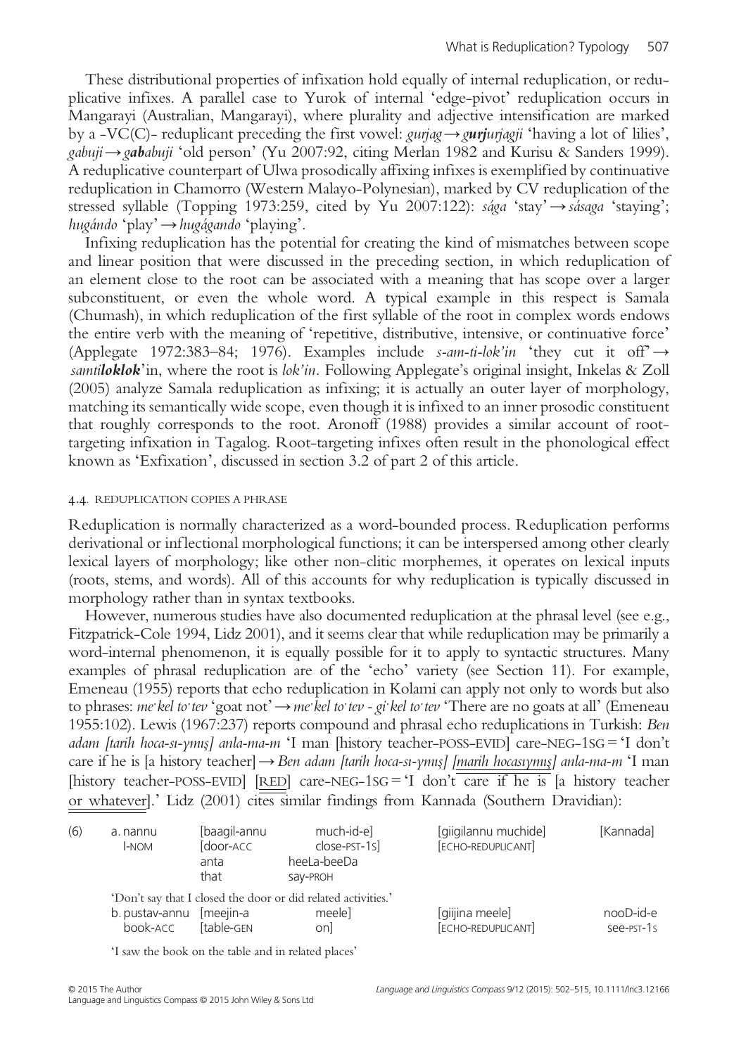These distributional properties of infixation hold equally of internal reduplication, or reduplicative infixes. A parallel case to Yurok of internal 'edge-pivot' reduplication occurs in Mangarayi (Australian, Mangarayi), where plurality and adjective intensification are marked by a -VC(C)- reduplicant preceding the first vowel: *gurjag* → *g**urj**urjagji* 'having a lot of lilies', *gabuji* → *g**ab**abuji* 'old person' (Yu 2007:92, citing Merlan 1982 and Kurisu & Sanders 1999). A reduplicative counterpart of Ulwa prosodically affixing infixes is exemplified by continuative reduplication in Chamorro (Western Malayo-Polynesian), marked by CV reduplication of the stressed syllable (Topping 1973:259, cited by Yu 2007:122): *sága* 'stay' → *sásaga* 'staying'; *hugándo* 'play' → *hugágando* 'playing'.

Infixing reduplication has the potential for creating the kind of mismatches between scope and linear position that were discussed in the preceding section, in which reduplication of an element close to the root can be associated with a meaning that has scope over a larger subconstituent, or even the whole word. A typical example in this respect is Samala (Chumash), in which reduplication of the first syllable of the root in complex words endows the entire verb with the meaning of 'repetitive, distributive, intensive, or continuative force' (Applegate 1972:383–84; 1976). Examples include *s-am-ti-lok'in* 'they cut it off' → *samti**loklok**'in*, where the root is *lok'in*. Following Applegate's original insight, Inkelas & Zoll (2005) analyze Samala reduplication as infixing; it is actually an outer layer of morphology, matching its semantically wide scope, even though it is infixed to an inner prosodic constituent that roughly corresponds to the root. Aronoff (1988) provides a similar account of root-targeting infixation in Tagalog. Root-targeting infixes often result in the phonological effect known as 'Exfixation', discussed in section 3.2 of part 2 of this article.

### 4.4. Reduplication Copies a Phrase

Reduplication is normally characterized as a word-bounded process. Reduplication performs derivational or inflectional morphological functions; it can be interspersed among other clearly lexical layers of morphology; like other non-clitic morphemes, it operates on lexical inputs (roots, stems, and words). All of this accounts for why reduplication is typically discussed in morphology rather than in syntax textbooks.

However, numerous studies have also documented reduplication at the phrasal level (see e.g., Fitzpatrick-Cole 1994, Lidz 2001), and it seems clear that while reduplication may be primarily a word-internal phenomenon, it is equally possible for it to apply to syntactic structures. Many examples of phrasal reduplication are of the 'echo' variety (see Section 11). For example, Emeneau (1955) reports that echo reduplication in Kolami can apply not only to words but also to phrases: *me·kel to·tev* 'goat not' → *me·kel to·tev - gi·kel to·tev* 'There are no goats at all' (Emeneau 1955:102). Lewis (1967:237) reports compound and phrasal echo reduplications in Turkish: *Ben adam [tarih hoca-sı-ymış] anla-ma-m* 'I man [history teacher-POSS-EVID] care-NEG-1SG = 'I don't care if he is [a history teacher] → *Ben adam [tarih hoca-sı-ymış] [marih hocasıymış] anla-ma-m* 'I man [history teacher-POSS-EVID] [RED] care-NEG-1SG = 'I don't care if he is [a history teacher or whatever].' Lidz (2001) cites similar findings from Kannada (Southern Dravidian):

(6)

| | | | | |
|---|---|---|---|---|
| a. nannu | [baagil-annu | much-id-e] | [giigilannu muchide] | [Kannada] |
| I-NOM | [door-ACC | close-PST-1S] | [ECHO-REDUPLICANT] | |
| | anta | heeLa-beeDa | | |
| | that | say-PROH | | |

'Don't say that I closed the door or did related activities.'

| | | | | |
|---|---|---|---|---|
| b. pustav-annu | [meejin-a | meele] | [giijina meele] | nooD-id-e |
| book-ACC | [table-GEN | on] | [ECHO-REDUPLICANT] | see-PST-1S |

'I saw the book on the table and in related places'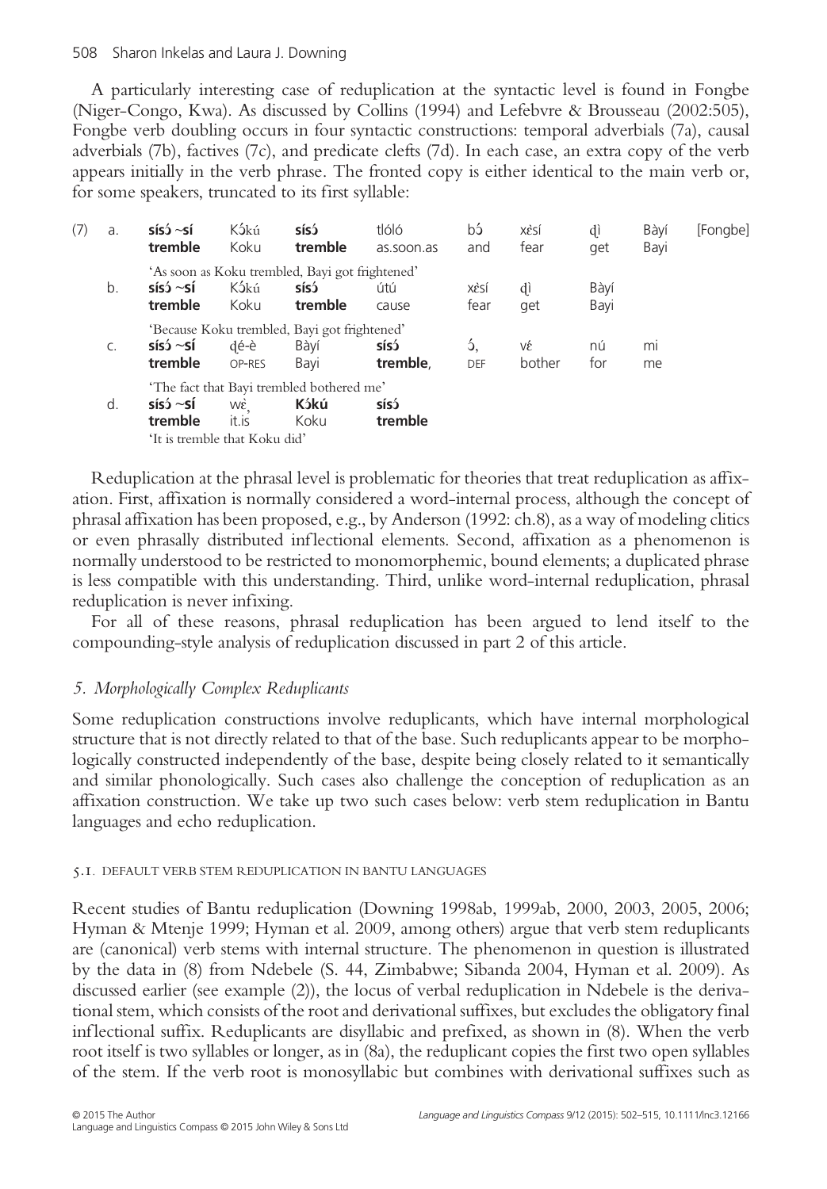A particularly interesting case of reduplication at the syntactic level is found in Fongbe (Niger-Congo, Kwa). As discussed by Collins (1994) and Lefebvre & Brousseau (2002:505), Fongbe verb doubling occurs in four syntactic constructions: temporal adverbials (7a), causal adverbials (7b), factives (7c), and predicate clefts (7d). In each case, an extra copy of the verb appears initially in the verb phrase. The fronted copy is either identical to the main verb or, for some speakers, truncated to its first syllable:

(7) a.

| **sísɔ́ ~sí** | Kɔ́kú | **sísɔ́** | tlóló | bɔ́ | xɛ̀sí | ɖì | Bàyí | [Fongbe] |
|---|---|---|---|---|---|---|---|---|
| **tremble** | Koku | **tremble** | as.soon.as | and | fear | get | Bayi | |

'As soon as Koku trembled, Bayi got frightened'

b.

| **sísɔ́ ~sí** | Kɔ́kú | **sísɔ́** | útú | xɛ̀sí | ɖì | Bàyí |
|---|---|---|---|---|---|---|
| **tremble** | Koku | **tremble** | cause | fear | get | Bayi |

'Because Koku trembled, Bayi got frightened'

c.

| **sísɔ́ ~sí** | ɖé-è | Bàyí | **sísɔ́** | ɔ́, | vɛ́ | nú | mi |
|---|---|---|---|---|---|---|---|
| **tremble** | OP-RES | Bayi | **tremble**, | DEF | bother | for | me |

'The fact that Bayi trembled bothered me'

d.

| **sísɔ́ ~sí** | wɛ̀, | **Kɔ́kú** | **sísɔ́** |
|---|---|---|---|
| **tremble** | it.is | Koku | **tremble** |

'It is tremble that Koku did'

Reduplication at the phrasal level is problematic for theories that treat reduplication as affixation. First, affixation is normally considered a word-internal process, although the concept of phrasal affixation has been proposed, e.g., by Anderson (1992: ch.8), as a way of modeling clitics or even phrasally distributed inflectional elements. Second, affixation as a phenomenon is normally understood to be restricted to monomorphemic, bound elements; a duplicated phrase is less compatible with this understanding. Third, unlike word-internal reduplication, phrasal reduplication is never infixing.

For all of these reasons, phrasal reduplication has been argued to lend itself to the compounding-style analysis of reduplication discussed in part 2 of this article.

## *5. Morphologically Complex Reduplicants*

Some reduplication constructions involve reduplicants, which have internal morphological structure that is not directly related to that of the base. Such reduplicants appear to be morphologically constructed independently of the base, despite being closely related to it semantically and similar phonologically. Such cases also challenge the conception of reduplication as an affixation construction. We take up two such cases below: verb stem reduplication in Bantu languages and echo reduplication.

### 5.1. DEFAULT VERB STEM REDUPLICATION IN BANTU LANGUAGES

Recent studies of Bantu reduplication (Downing 1998ab, 1999ab, 2000, 2003, 2005, 2006; Hyman & Mtenje 1999; Hyman et al. 2009, among others) argue that verb stem reduplicants are (canonical) verb stems with internal structure. The phenomenon in question is illustrated by the data in (8) from Ndebele (S. 44, Zimbabwe; Sibanda 2004, Hyman et al. 2009). As discussed earlier (see example (2)), the locus of verbal reduplication in Ndebele is the derivational stem, which consists of the root and derivational suffixes, but excludes the obligatory final inflectional suffix. Reduplicants are disyllabic and prefixed, as shown in (8). When the verb root itself is two syllables or longer, as in (8a), the reduplicant copies the first two open syllables of the stem. If the verb root is monosyllabic but combines with derivational suffixes such as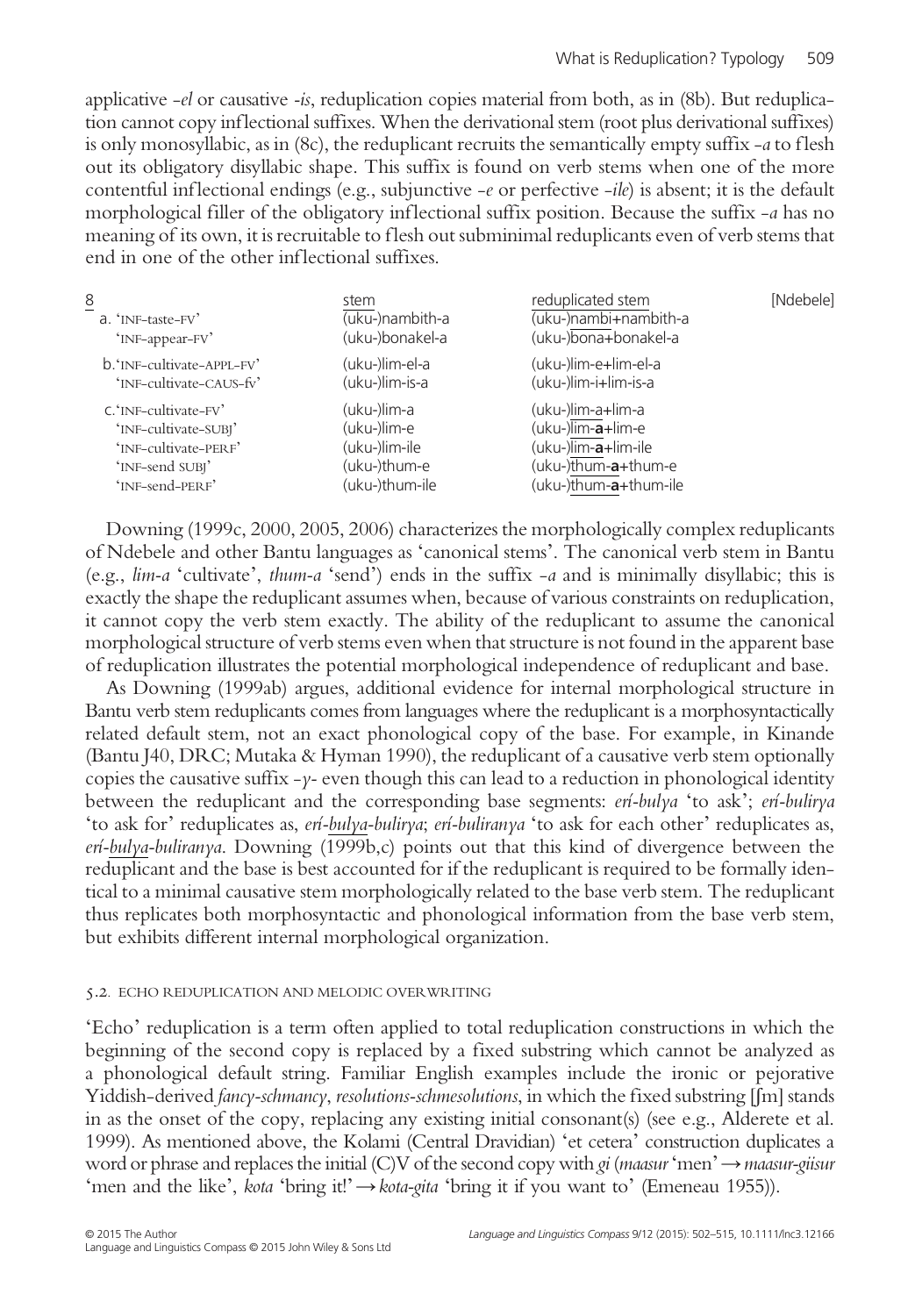applicative *-el* or causative *-is*, reduplication copies material from both, as in (8b). But reduplication cannot copy inflectional suffixes. When the derivational stem (root plus derivational suffixes) is only monosyllabic, as in (8c), the reduplicant recruits the semantically empty suffix *-a* to flesh out its obligatory disyllabic shape. This suffix is found on verb stems when one of the more contentful inflectional endings (e.g., subjunctive *-e* or perfective *-ile*) is absent; it is the default morphological filler of the obligatory inflectional suffix position. Because the suffix *-a* has no meaning of its own, it is recruitable to flesh out subminimal reduplicants even of verb stems that end in one of the other inflectional suffixes.

| 8 | stem | reduplicated stem | [Ndebele] |
|---|---|---|---|
| a. 'INF–taste–FV' | (uku-)nambith-a | (uku-)nambi+nambith-a | |
| 'INF–appear–FV' | (uku-)bonakel-a | (uku-)bona+bonakel-a | |
| b. 'INF–cultivate–APPL–FV' | (uku-)lim-el-a | (uku-)lim-e+lim-el-a | |
| 'INF–cultivate–CAUS–fv' | (uku-)lim-is-a | (uku-)lim-i+lim-is-a | |
| c. 'INF–cultivate–FV' | (uku-)lim-a | (uku-)lim-a+lim-a | |
| 'INF–cultivate–SUBJ' | (uku-)lim-e | (uku-)lim-**a**+lim-e | |
| 'INF–cultivate–PERF' | (uku-)lim-ile | (uku-)lim-**a**+lim-ile | |
| 'INF–send SUBJ' | (uku-)thum-e | (uku-)thum-**a**+thum-e | |
| 'INF–send–PERF' | (uku-)thum-ile | (uku-)thum-**a**+thum-ile | |

Downing (1999c, 2000, 2005, 2006) characterizes the morphologically complex reduplicants of Ndebele and other Bantu languages as 'canonical stems'. The canonical verb stem in Bantu (e.g., *lim-a* 'cultivate', *thum-a* 'send') ends in the suffix *-a* and is minimally disyllabic; this is exactly the shape the reduplicant assumes when, because of various constraints on reduplication, it cannot copy the verb stem exactly. The ability of the reduplicant to assume the canonical morphological structure of verb stems even when that structure is not found in the apparent base of reduplication illustrates the potential morphological independence of reduplicant and base.

As Downing (1999ab) argues, additional evidence for internal morphological structure in Bantu verb stem reduplicants comes from languages where the reduplicant is a morphosyntactically related default stem, not an exact phonological copy of the base. For example, in Kinande (Bantu J40, DRC; Mutaka & Hyman 1990), the reduplicant of a causative verb stem optionally copies the causative suffix *-y-* even though this can lead to a reduction in phonological identity between the reduplicant and the corresponding base segments: *erí-bulya* 'to ask'; *erí-bulirya* 'to ask for' reduplicates as, *erí-bulya-bulirya*; *erí-buliranya* 'to ask for each other' reduplicates as, *erí-bulya-buliranya*. Downing (1999b,c) points out that this kind of divergence between the reduplicant and the base is best accounted for if the reduplicant is required to be formally identical to a minimal causative stem morphologically related to the base verb stem. The reduplicant thus replicates both morphosyntactic and phonological information from the base verb stem, but exhibits different internal morphological organization.

## 5.2. Echo Reduplication and Melodic Overwriting

'Echo' reduplication is a term often applied to total reduplication constructions in which the beginning of the second copy is replaced by a fixed substring which cannot be analyzed as a phonological default string. Familiar English examples include the ironic or pejorative Yiddish-derived *fancy-schmancy*, *resolutions-schmesolutions*, in which the fixed substring [ʃm] stands in as the onset of the copy, replacing any existing initial consonant(s) (see e.g., Alderete et al. 1999). As mentioned above, the Kolami (Central Dravidian) 'et cetera' construction duplicates a word or phrase and replaces the initial (C)V of the second copy with *gi* (*maasur* 'men' → *maasur-giisur* 'men and the like', *kota* 'bring it!' → *kota-gita* 'bring it if you want to' (Emeneau 1955)).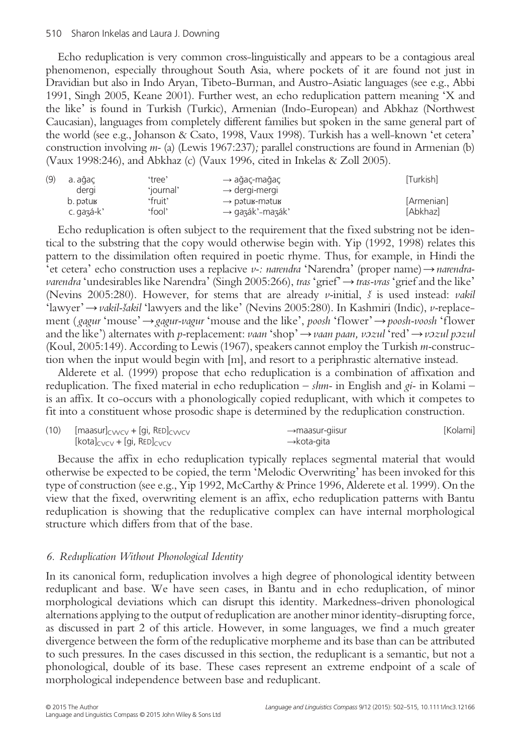Echo reduplication is very common cross-linguistically and appears to be a contagious areal phenomenon, especially throughout South Asia, where pockets of it are found not just in Dravidian but also in Indo Aryan, Tibeto-Burman, and Austro-Asiatic languages (see e.g., Abbi 1991, Singh 2005, Keane 2001). Further west, an echo reduplication pattern meaning 'X and the like' is found in Turkish (Turkic), Armenian (Indo-European) and Abkhaz (Northwest Caucasian), languages from completely different families but spoken in the same general part of the world (see e.g., Johanson & Csato, 1998, Vaux 1998). Turkish has a well-known 'et cetera' construction involving *m-* (a) (Lewis 1967:237); parallel constructions are found in Armenian (b) (Vaux 1998:246), and Abkhaz (c) (Vaux 1996, cited in Inkelas & Zoll 2005).

| (9) | | | |
|---|---|---|---|
| a. ağaç | 'tree' | → ağaç-mağaç | [Turkish] |
| dergi | 'journal' | → dergi-mergi | |
| b. pətuʁ | 'fruit' | → pətuʁ-mətuʁ | [Armenian] |
| c. gaʒá-k' | 'fool' | → gaʒák'-maʒák' | [Abkhaz] |

Echo reduplication is often subject to the requirement that the fixed substring not be identical to the substring that the copy would otherwise begin with. Yip (1992, 1998) relates this pattern to the dissimilation often required in poetic rhyme. Thus, for example, in Hindi the 'et cetera' echo construction uses a replacive *v-: narendra* 'Narendra' (proper name) → *narendra-varendra* 'undesirables like Narendra' (Singh 2005:266), *tras* 'grief' → *tras-vras* 'grief and the like' (Nevins 2005:280). However, for stems that are already *v*-initial, *š* is used instead: *vakil* 'lawyer' → *vakil-šakil* 'lawyers and the like' (Nevins 2005:280). In Kashmiri (Indic), *v*-replacement (*gagur* 'mouse' → *gagur-vagur* 'mouse and the like', *poosh* 'flower' → *poosh-voosh* 'flower and the like') alternates with *p*-replacement: *vaan* 'shop' → *vaan paan, vɔzul* 'red' → *vɔzul pɔzul* (Koul, 2005:149). According to Lewis (1967), speakers cannot employ the Turkish *m*-construction when the input would begin with [m], and resort to a periphrastic alternative instead.

Alderete et al. (1999) propose that echo reduplication is a combination of affixation and reduplication. The fixed material in echo reduplication – *shm-* in English and *gi-* in Kolami – is an affix. It co-occurs with a phonologically copied reduplicant, with which it competes to fit into a constituent whose prosodic shape is determined by the reduplication construction.

| (10) | | | |
|---|---|---|---|
| $[\text{maasur}]_{\text{CVVCV}}$ + $[\text{gi, RED}]_{\text{CVVCV}}$ | | →maasur-giisur | [Kolami] |
| $[\text{kota}]_{\text{CVCV}}$ + $[\text{gi, RED}]_{\text{CVCV}}$ | | →kota-gita | |

Because the affix in echo reduplication typically replaces segmental material that would otherwise be expected to be copied, the term 'Melodic Overwriting' has been invoked for this type of construction (see e.g., Yip 1992, McCarthy & Prince 1996, Alderete et al. 1999). On the view that the fixed, overwriting element is an affix, echo reduplication patterns with Bantu reduplication is showing that the reduplicative complex can have internal morphological structure which differs from that of the base.

## *6. Reduplication Without Phonological Identity*

In its canonical form, reduplication involves a high degree of phonological identity between reduplicant and base. We have seen cases, in Bantu and in echo reduplication, of minor morphological deviations which can disrupt this identity. Markedness-driven phonological alternations applying to the output of reduplication are another minor identity-disrupting force, as discussed in part 2 of this article. However, in some languages, we find a much greater divergence between the form of the reduplicative morpheme and its base than can be attributed to such pressures. In the cases discussed in this section, the reduplicant is a semantic, but not a phonological, double of its base. These cases represent an extreme endpoint of a scale of morphological independence between base and reduplicant.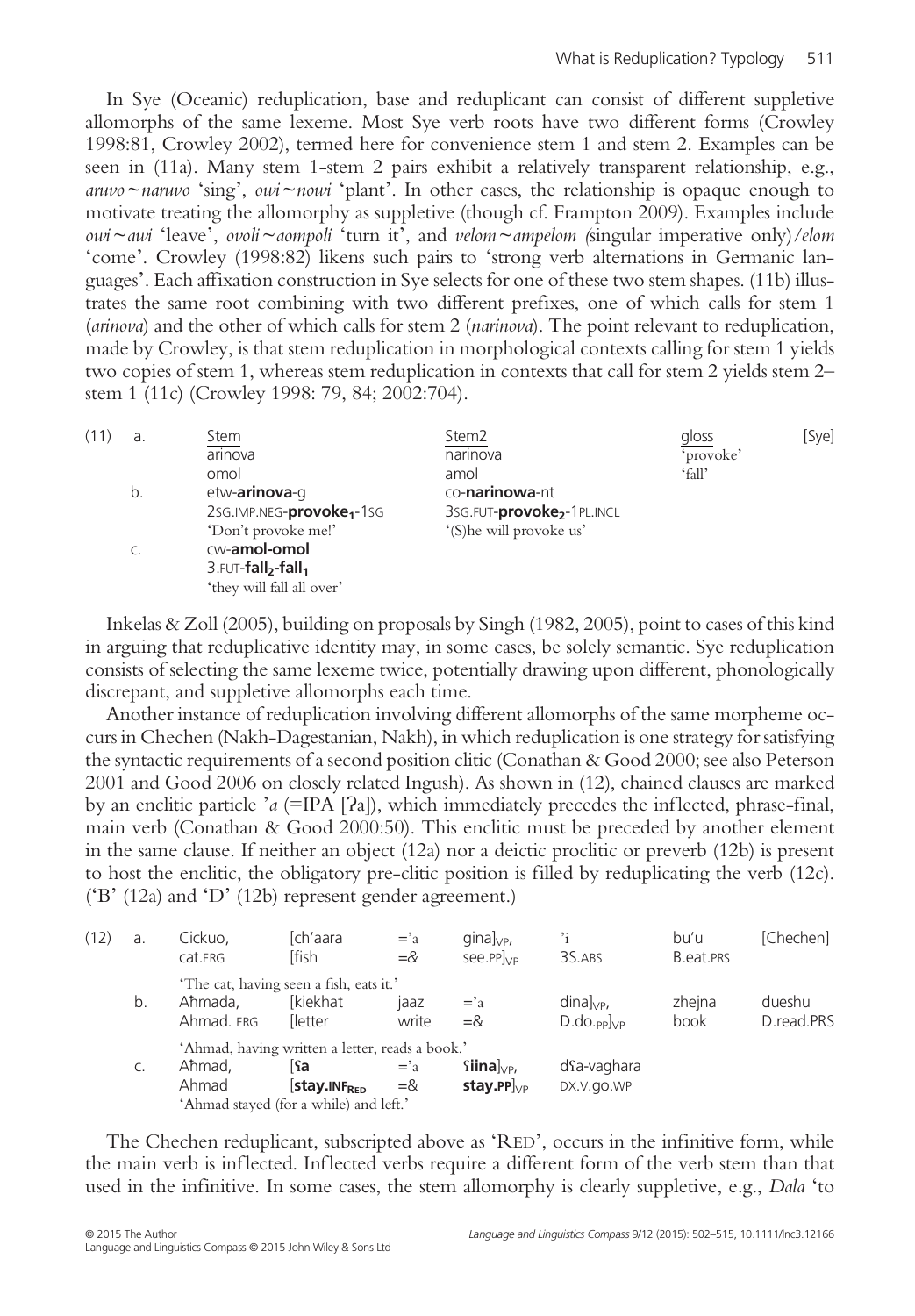In Sye (Oceanic) reduplication, base and reduplicant can consist of different suppletive allomorphs of the same lexeme. Most Sye verb roots have two different forms (Crowley 1998:81, Crowley 2002), termed here for convenience stem 1 and stem 2. Examples can be seen in (11a). Many stem 1-stem 2 pairs exhibit a relatively transparent relationship, e.g., *aruvo*~*naruvo* 'sing', *owi*~*nowi* 'plant'. In other cases, the relationship is opaque enough to motivate treating the allomorphy as suppletive (though cf. Frampton 2009). Examples include *owi*~*awi* 'leave', *ovoli*~*aompoli* 'turn it', and *velom*~*ampelom (*singular imperative only)*/elom* 'come'. Crowley (1998:82) likens such pairs to 'strong verb alternations in Germanic languages'. Each affixation construction in Sye selects for one of these two stem shapes. (11b) illustrates the same root combining with two different prefixes, one of which calls for stem 1 (*arinova*) and the other of which calls for stem 2 (*narinova*). The point relevant to reduplication, made by Crowley, is that stem reduplication in morphological contexts calling for stem 1 yields two copies of stem 1, whereas stem reduplication in contexts that call for stem 2 yields stem 2–stem 1 (11c) (Crowley 1998: 79, 84; 2002:704).

| (11) | a. | Stem | Stem2 | gloss | [Sye] |
|---|---|---|---|---|---|
| | | arinova | narinova | 'provoke' | |
| | | omol | amol | 'fall' | |
| | b. | etw-**arinova**-g | co-**narinowa**-nt | | |
| | | 2SG.IMP.NEG-**provoke$_1$**-1SG | 3SG.FUT-**provoke$_2$**-1PL.INCL | | |
| | | 'Don't provoke me!' | '(S)he will provoke us' | | |
| | c. | cw-**amol-omol** | | | |
| | | 3.FUT-**fall$_2$-fall$_1$** | | | |
| | | 'they will fall all over' | | | |

Inkelas & Zoll (2005), building on proposals by Singh (1982, 2005), point to cases of this kind in arguing that reduplicative identity may, in some cases, be solely semantic. Sye reduplication consists of selecting the same lexeme twice, potentially drawing upon different, phonologically discrepant, and suppletive allomorphs each time.

Another instance of reduplication involving different allomorphs of the same morpheme occurs in Chechen (Nakh-Dagestanian, Nakh), in which reduplication is one strategy for satisfying the syntactic requirements of a second position clitic (Conathan & Good 2000; see also Peterson 2001 and Good 2006 on closely related Ingush). As shown in (12), chained clauses are marked by an enclitic particle *'a* (=IPA [ʔa]), which immediately precedes the inflected, phrase-final, main verb (Conathan & Good 2000:50). This enclitic must be preceded by another element in the same clause. If neither an object (12a) nor a deictic proclitic or preverb (12b) is present to host the enclitic, the obligatory pre-clitic position is filled by reduplicating the verb (12c). ('B' (12a) and 'D' (12b) represent gender agreement.)

| (12) | a. | Cickuo, | [ch'aara | | ='a | gina]$_{VP}$, | 'i | bu'u | [Chechen] |
|---|---|---|---|---|---|---|---|---|---|
| | | cat.ERG | [fish | | =& | see.PP]$_{VP}$ | 3S.ABS | B.eat.PRS | |
| | | 'The cat, having seen a fish, eats it.' | | | | | | | |
| | b. | Ahmada, | [kiekhat | jaaz | ='a | dina]$_{VP}$, | zhejna | dueshu | |
| | | Ahmad. ERG | [letter | write | =& | D.do.$_{PP}$]$_{VP}$ | book | D.read.PRS | |
| | | 'Ahmad, having written a letter, reads a book.' | | | | | | | |
| | c. | Ahmad, | [**ʕa** | | ='a | **ʕiina**]$_{VP}$, | dʕa-vaghara | | |
| | | Ahmad | [**stay.INF$_{RED}$** | | =& | **stay.PP**]$_{VP}$ | DX.V.go.WP | | |
| | | 'Ahmad stayed (for a while) and left.' | | | | | | | |

The Chechen reduplicant, subscripted above as 'RED', occurs in the infinitive form, while the main verb is inflected. Inflected verbs require a different form of the verb stem than that used in the infinitive. In some cases, the stem allomorphy is clearly suppletive, e.g., *Dala* 'to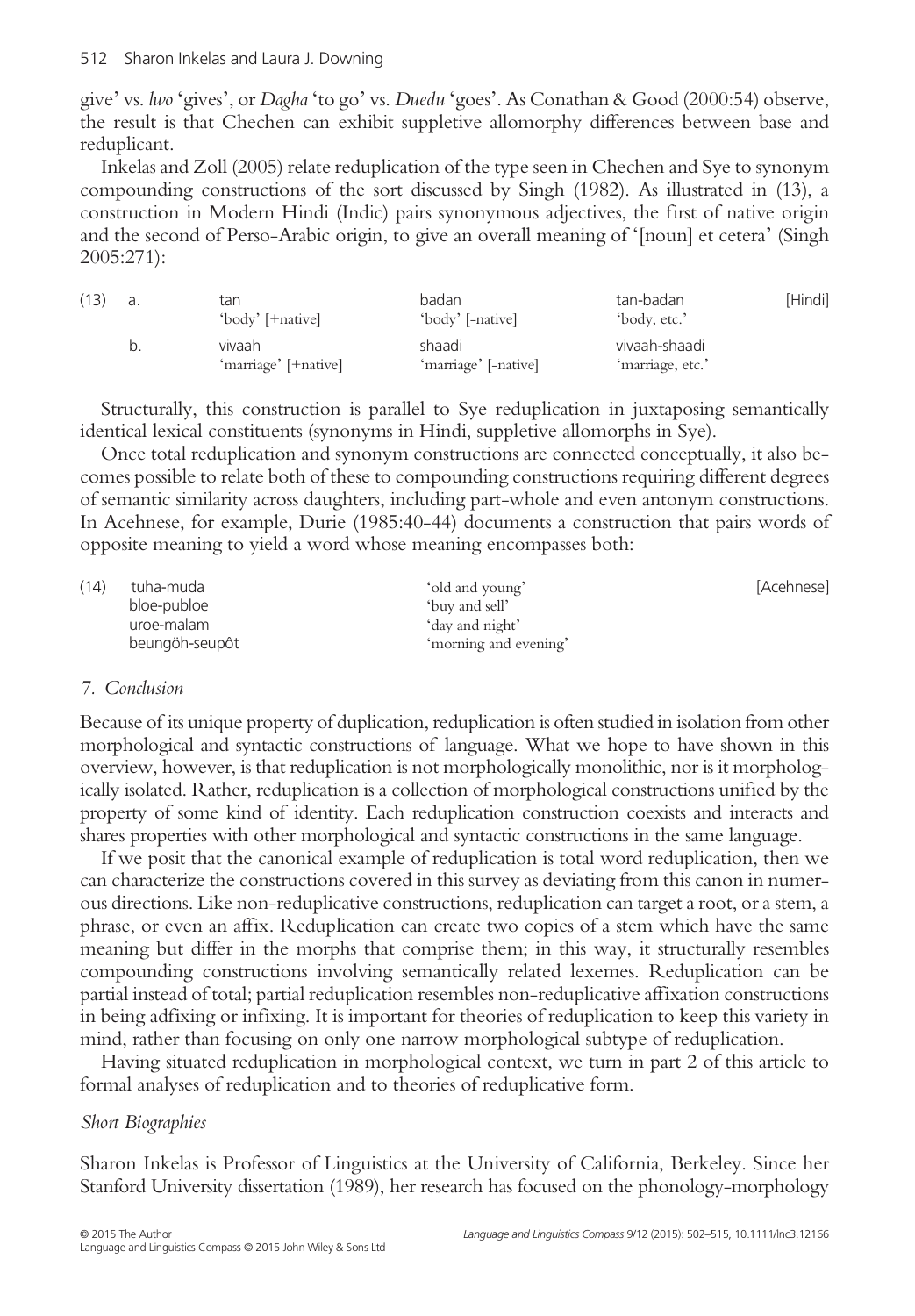give' vs. *lwo* 'gives', or *Dagha* 'to go' vs. *Duedu* 'goes'. As Conathan & Good (2000:54) observe, the result is that Chechen can exhibit suppletive allomorphy differences between base and reduplicant.

Inkelas and Zoll (2005) relate reduplication of the type seen in Chechen and Sye to synonym compounding constructions of the sort discussed by Singh (1982). As illustrated in (13), a construction in Modern Hindi (Indic) pairs synonymous adjectives, the first of native origin and the second of Perso-Arabic origin, to give an overall meaning of '[noun] et cetera' (Singh 2005:271):

| (13) | | | | |
|---|---|---|---|---|
| a. | tan<br>'body' [+native] | badan<br>'body' [-native] | tan-badan<br>'body, etc.' | [Hindi] |
| b. | vivaah<br>'marriage' [+native] | shaadi<br>'marriage' [-native] | vivaah-shaadi<br>'marriage, etc.' | |

Structurally, this construction is parallel to Sye reduplication in juxtaposing semantically identical lexical constituents (synonyms in Hindi, suppletive allomorphs in Sye).

Once total reduplication and synonym constructions are connected conceptually, it also becomes possible to relate both of these to compounding constructions requiring different degrees of semantic similarity across daughters, including part-whole and even antonym constructions. In Acehnese, for example, Durie (1985:40-44) documents a construction that pairs words of opposite meaning to yield a word whose meaning encompasses both:

| (14) | | | |
|---|---|---|---|
| | tuha-muda | 'old and young' | [Acehnese] |
| | bloe-publoe | 'buy and sell' | |
| | uroe-malam | 'day and night' | |
| | beungöh-seupôt | 'morning and evening' | |

## 7. *Conclusion*

Because of its unique property of duplication, reduplication is often studied in isolation from other morphological and syntactic constructions of language. What we hope to have shown in this overview, however, is that reduplication is not morphologically monolithic, nor is it morphologically isolated. Rather, reduplication is a collection of morphological constructions unified by the property of some kind of identity. Each reduplication construction coexists and interacts and shares properties with other morphological and syntactic constructions in the same language.

If we posit that the canonical example of reduplication is total word reduplication, then we can characterize the constructions covered in this survey as deviating from this canon in numerous directions. Like non-reduplicative constructions, reduplication can target a root, or a stem, a phrase, or even an affix. Reduplication can create two copies of a stem which have the same meaning but differ in the morphs that comprise them; in this way, it structurally resembles compounding constructions involving semantically related lexemes. Reduplication can be partial instead of total; partial reduplication resembles non-reduplicative affixation constructions in being adfixing or infixing. It is important for theories of reduplication to keep this variety in mind, rather than focusing on only one narrow morphological subtype of reduplication.

Having situated reduplication in morphological context, we turn in part 2 of this article to formal analyses of reduplication and to theories of reduplicative form.

### *Short Biographies*

Sharon Inkelas is Professor of Linguistics at the University of California, Berkeley. Since her Stanford University dissertation (1989), her research has focused on the phonology-morphology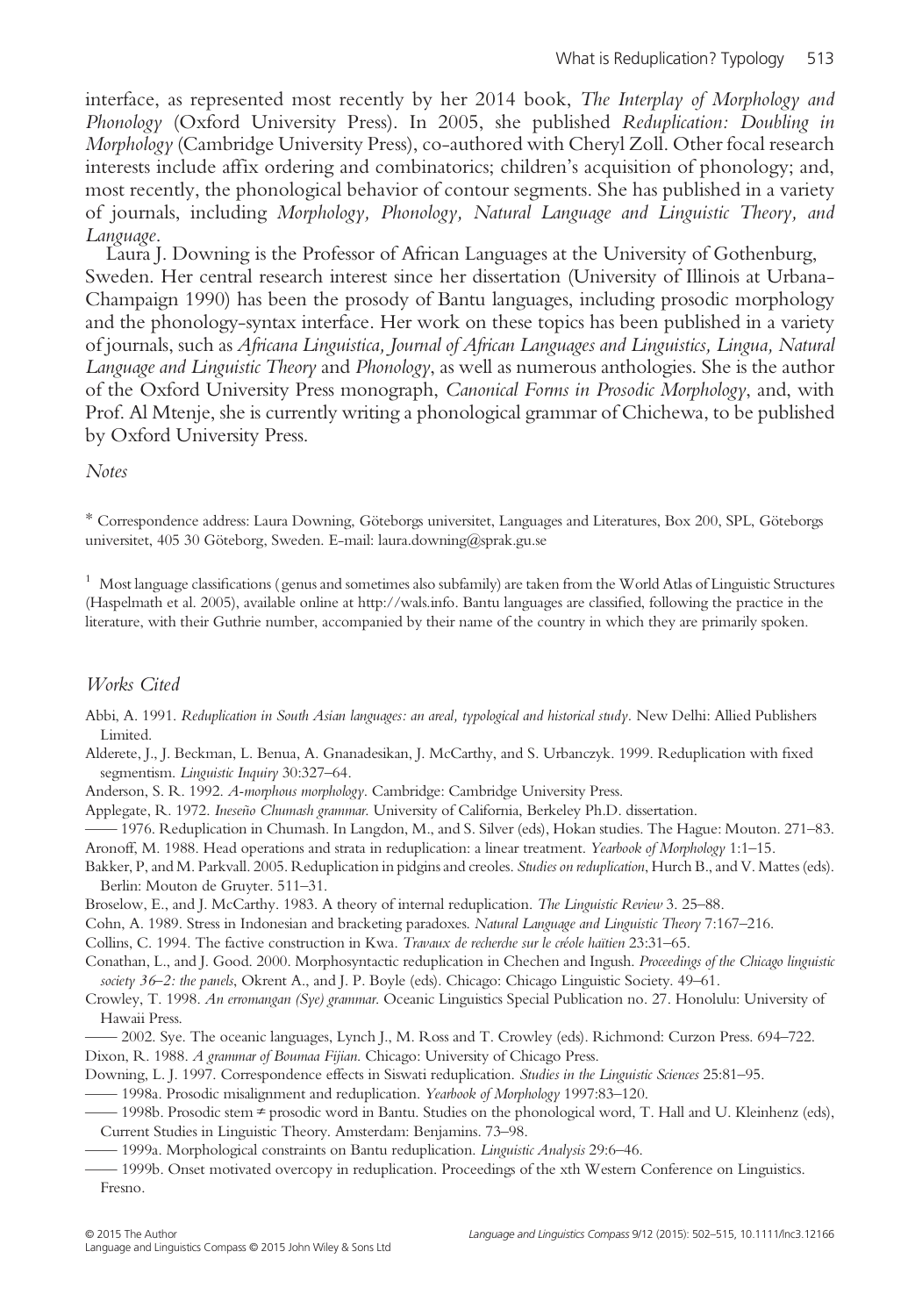interface, as represented most recently by her 2014 book, *The Interplay of Morphology and Phonology* (Oxford University Press). In 2005, she published *Reduplication: Doubling in Morphology* (Cambridge University Press), co-authored with Cheryl Zoll. Other focal research interests include affix ordering and combinatorics; children's acquisition of phonology; and, most recently, the phonological behavior of contour segments. She has published in a variety of journals, including *Morphology, Phonology, Natural Language and Linguistic Theory, and Language*.

Laura J. Downing is the Professor of African Languages at the University of Gothenburg, Sweden. Her central research interest since her dissertation (University of Illinois at Urbana-Champaign 1990) has been the prosody of Bantu languages, including prosodic morphology and the phonology-syntax interface. Her work on these topics has been published in a variety of journals, such as *Africana Linguistica, Journal of African Languages and Linguistics, Lingua, Natural Language and Linguistic Theory* and *Phonology*, as well as numerous anthologies. She is the author of the Oxford University Press monograph, *Canonical Forms in Prosodic Morphology*, and, with Prof. Al Mtenje, she is currently writing a phonological grammar of Chichewa, to be published by Oxford University Press.

*Notes*

\* Correspondence address: Laura Downing, Göteborgs universitet, Languages and Literatures, Box 200, SPL, Göteborgs universitet, 405 30 Göteborg, Sweden. E-mail: laura.downing@sprak.gu.se

[1] Most language classifications (genus and sometimes also subfamily) are taken from the World Atlas of Linguistic Structures (Haspelmath et al. 2005), available online at http://wals.info. Bantu languages are classified, following the practice in the literature, with their Guthrie number, accompanied by their name of the country in which they are primarily spoken.

## *Works Cited*

Abbi, A. 1991. *Reduplication in South Asian languages: an areal, typological and historical study*. New Delhi: Allied Publishers Limited.

Alderete, J., J. Beckman, L. Benua, A. Gnanadesikan, J. McCarthy, and S. Urbanczyk. 1999. Reduplication with fixed segmentism. *Linguistic Inquiry* 30:327–64.

Anderson, S. R. 1992. *A-morphous morphology*. Cambridge: Cambridge University Press.

Applegate, R. 1972. *Ineseño Chumash grammar*. University of California, Berkeley Ph.D. dissertation.

—— 1976. Reduplication in Chumash. In Langdon, M., and S. Silver (eds), Hokan studies. The Hague: Mouton. 271–83.

Aronoff, M. 1988. Head operations and strata in reduplication: a linear treatment. *Yearbook of Morphology* 1:1–15.

Bakker, P, and M. Parkvall. 2005. Reduplication in pidgins and creoles. *Studies on reduplication*, Hurch B., and V. Mattes (eds). Berlin: Mouton de Gruyter. 511–31.

Broselow, E., and J. McCarthy. 1983. A theory of internal reduplication. *The Linguistic Review* 3. 25–88.

Cohn, A. 1989. Stress in Indonesian and bracketing paradoxes. *Natural Language and Linguistic Theory* 7:167–216.

Collins, C. 1994. The factive construction in Kwa. *Travaux de recherche sur le créole haïtien* 23:31–65.

Conathan, L., and J. Good. 2000. Morphosyntactic reduplication in Chechen and Ingush. *Proceedings of the Chicago linguistic society 36–2: the panels*, Okrent A., and J. P. Boyle (eds). Chicago: Chicago Linguistic Society. 49–61.

Crowley, T. 1998. *An erromangan (Sye) grammar*. Oceanic Linguistics Special Publication no. 27. Honolulu: University of Hawaii Press.

—— 2002. Sye. The oceanic languages, Lynch J., M. Ross and T. Crowley (eds). Richmond: Curzon Press. 694–722.

Dixon, R. 1988. *A grammar of Boumaa Fijian*. Chicago: University of Chicago Press.

Downing, L. J. 1997. Correspondence effects in Siswati reduplication. *Studies in the Linguistic Sciences* 25:81–95.

—— 1998a. Prosodic misalignment and reduplication. *Yearbook of Morphology* 1997:83–120.

—— 1998b. Prosodic stem ≠ prosodic word in Bantu. Studies on the phonological word, T. Hall and U. Kleinhenz (eds), Current Studies in Linguistic Theory. Amsterdam: Benjamins. 73–98.

—— 1999a. Morphological constraints on Bantu reduplication. *Linguistic Analysis* 29:6–46.

—— 1999b. Onset motivated overcopy in reduplication. Proceedings of the xth Western Conference on Linguistics. Fresno.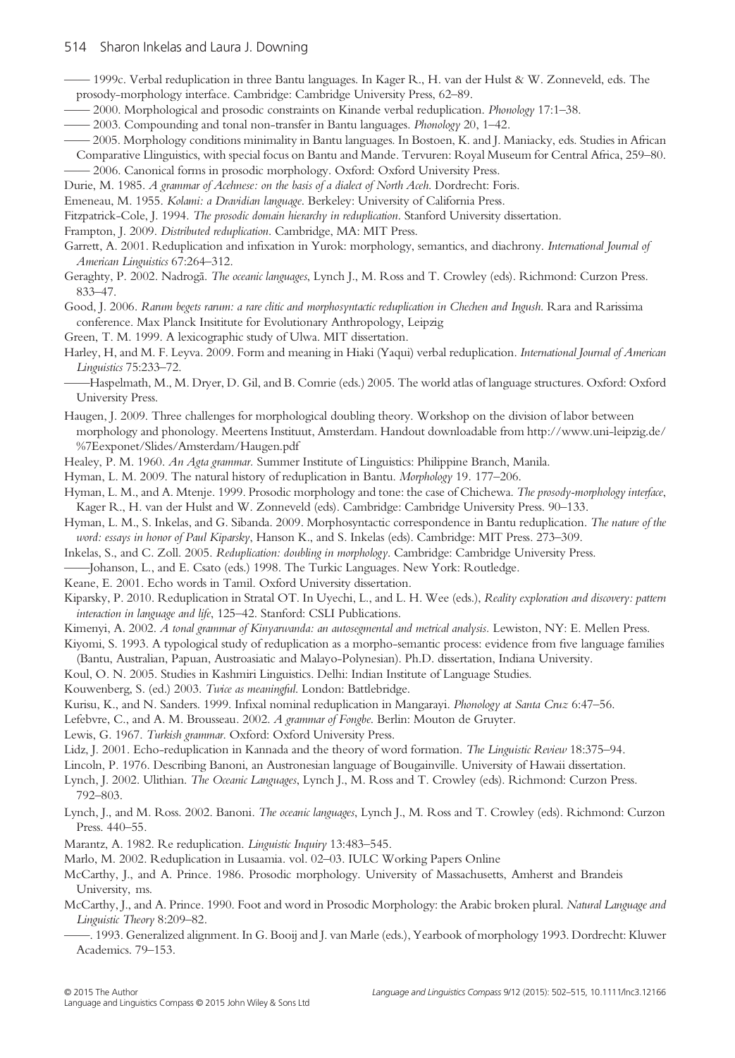—— 1999c. Verbal reduplication in three Bantu languages. In Kager R., H. van der Hulst & W. Zonneveld, eds. The prosody-morphology interface. Cambridge: Cambridge University Press, 62–89.

—— 2000. Morphological and prosodic constraints on Kinande verbal reduplication. *Phonology* 17:1–38.

—— 2003. Compounding and tonal non-transfer in Bantu languages. *Phonology* 20, 1–42.

—— 2005. Morphology conditions minimality in Bantu languages. In Bostoen, K. and J. Maniacky, eds. Studies in African Comparative Llinguistics, with special focus on Bantu and Mande. Tervuren: Royal Museum for Central Africa, 259–80.

—— 2006. Canonical forms in prosodic morphology. Oxford: Oxford University Press.

Durie, M. 1985. *A grammar of Acehnese: on the basis of a dialect of North Aceh*. Dordrecht: Foris.

Emeneau, M. 1955. *Kolami: a Dravidian language*. Berkeley: University of California Press.

Fitzpatrick-Cole, J. 1994. *The prosodic domain hierarchy in reduplication*. Stanford University dissertation.

Frampton, J. 2009. *Distributed reduplication*. Cambridge, MA: MIT Press.

Garrett, A. 2001. Reduplication and infixation in Yurok: morphology, semantics, and diachrony. *International Journal of American Linguistics* 67:264–312.

Geraghty, P. 2002. Nadrogā. *The oceanic languages*, Lynch J., M. Ross and T. Crowley (eds). Richmond: Curzon Press. 833–47.

Good, J. 2006. *Rarum begets rarum: a rare clitic and morphosyntactic reduplication in Chechen and Ingush*. Rara and Rarissima conference. Max Planck Insititute for Evolutionary Anthropology, Leipzig

Green, T. M. 1999. A lexicographic study of Ulwa. MIT dissertation.

Harley, H, and M. F. Leyva. 2009. Form and meaning in Hiaki (Yaqui) verbal reduplication. *International Journal of American Linguistics* 75:233–72.

——Haspelmath, M., M. Dryer, D. Gil, and B. Comrie (eds.) 2005. The world atlas of language structures. Oxford: Oxford University Press.

Haugen, J. 2009. Three challenges for morphological doubling theory. Workshop on the division of labor between morphology and phonology. Meertens Instituut, Amsterdam. Handout downloadable from http://www.uni-leipzig.de/%7Eexponet/Slides/Amsterdam/Haugen.pdf

Healey, P. M. 1960. *An Agta grammar*. Summer Institute of Linguistics: Philippine Branch, Manila.

Hyman, L. M. 2009. The natural history of reduplication in Bantu. *Morphology* 19. 177–206.

Hyman, L. M., and A. Mtenje. 1999. Prosodic morphology and tone: the case of Chichewa. *The prosody-morphology interface*, Kager R., H. van der Hulst and W. Zonneveld (eds). Cambridge: Cambridge University Press. 90–133.

Hyman, L. M., S. Inkelas, and G. Sibanda. 2009. Morphosyntactic correspondence in Bantu reduplication. *The nature of the word: essays in honor of Paul Kiparsky*, Hanson K., and S. Inkelas (eds). Cambridge: MIT Press. 273–309.

Inkelas, S., and C. Zoll. 2005. *Reduplication: doubling in morphology*. Cambridge: Cambridge University Press.

——Johanson, L., and E. Csato (eds.) 1998. The Turkic Languages. New York: Routledge.

Keane, E. 2001. Echo words in Tamil. Oxford University dissertation.

Kiparsky, P. 2010. Reduplication in Stratal OT. In Uyechi, L., and L. H. Wee (eds.), *Reality exploration and discovery: pattern interaction in language and life*, 125–42. Stanford: CSLI Publications.

Kimenyi, A. 2002. *A tonal grammar of Kinyarwanda: an autosegmental and metrical analysis*. Lewiston, NY: E. Mellen Press.

Kiyomi, S. 1993. A typological study of reduplication as a morpho-semantic process: evidence from five language families (Bantu, Australian, Papuan, Austroasiatic and Malayo-Polynesian). Ph.D. dissertation, Indiana University.

Koul, O. N. 2005. Studies in Kashmiri Linguistics. Delhi: Indian Institute of Language Studies.

Kouwenberg, S. (ed.) 2003. *Twice as meaningful*. London: Battlebridge.

Kurisu, K., and N. Sanders. 1999. Infixal nominal reduplication in Mangarayi. *Phonology at Santa Cruz* 6:47–56.

Lefebvre, C., and A. M. Brousseau. 2002. *A grammar of Fongbe*. Berlin: Mouton de Gruyter.

Lewis, G. 1967. *Turkish grammar*. Oxford: Oxford University Press.

Lidz, J. 2001. Echo-reduplication in Kannada and the theory of word formation. *The Linguistic Review* 18:375–94.

Lincoln, P. 1976. Describing Banoni, an Austronesian language of Bougainville. University of Hawaii dissertation.

Lynch, J. 2002. Ulithian. *The Oceanic Languages*, Lynch J., M. Ross and T. Crowley (eds). Richmond: Curzon Press. 792–803.

Lynch, J., and M. Ross. 2002. Banoni. *The oceanic languages*, Lynch J., M. Ross and T. Crowley (eds). Richmond: Curzon Press. 440–55.

Marantz, A. 1982. Re reduplication. *Linguistic Inquiry* 13:483–545.

Marlo, M. 2002. Reduplication in Lusaamia. vol. 02–03. IULC Working Papers Online

McCarthy, J., and A. Prince. 1986. Prosodic morphology. University of Massachusetts, Amherst and Brandeis University, ms.

McCarthy, J., and A. Prince. 1990. Foot and word in Prosodic Morphology: the Arabic broken plural. *Natural Language and Linguistic Theory* 8:209–82.

——. 1993. Generalized alignment. In G. Booij and J. van Marle (eds.), Yearbook of morphology 1993. Dordrecht: Kluwer Academics. 79–153.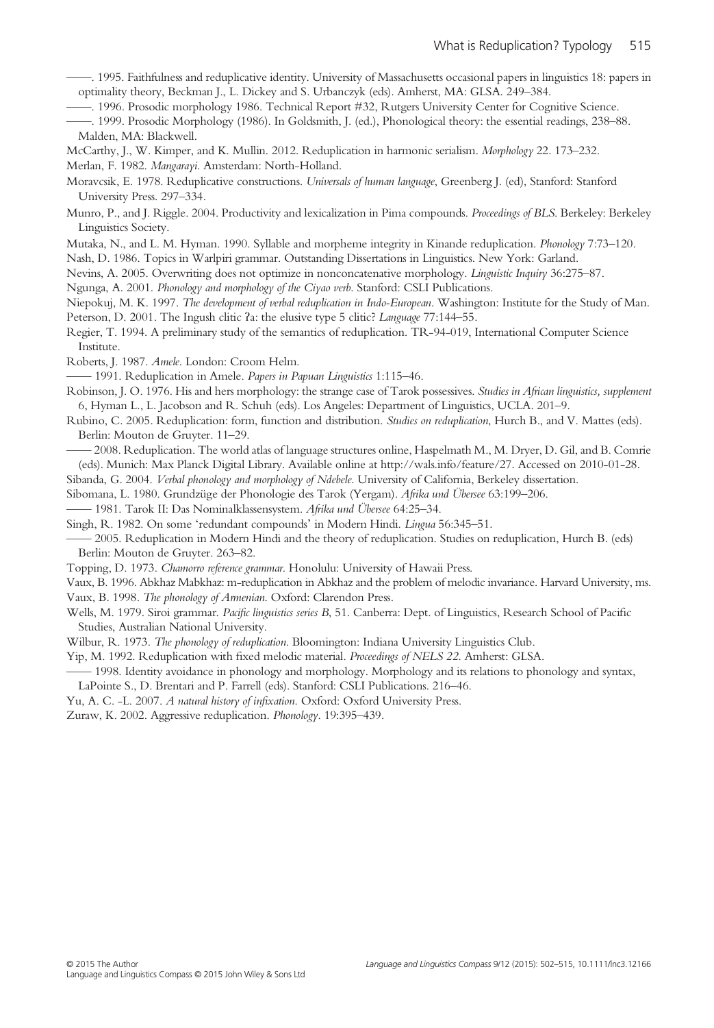——. 1995. Faithfulness and reduplicative identity. University of Massachusetts occasional papers in linguistics 18: papers in optimality theory, Beckman J., L. Dickey and S. Urbanczyk (eds). Amherst, MA: GLSA. 249–384.

——. 1996. Prosodic morphology 1986. Technical Report #32, Rutgers University Center for Cognitive Science.

——. 1999. Prosodic Morphology (1986). In Goldsmith, J. (ed.), Phonological theory: the essential readings, 238–88. Malden, MA: Blackwell.

McCarthy, J., W. Kimper, and K. Mullin. 2012. Reduplication in harmonic serialism. *Morphology* 22. 173–232.

Merlan, F. 1982. *Mangarayi*. Amsterdam: North-Holland.

Moravcsik, E. 1978. Reduplicative constructions. *Universals of human language*, Greenberg J. (ed), Stanford: Stanford University Press. 297–334.

Munro, P., and J. Riggle. 2004. Productivity and lexicalization in Pima compounds. *Proceedings of BLS*. Berkeley: Berkeley Linguistics Society.

Mutaka, N., and L. M. Hyman. 1990. Syllable and morpheme integrity in Kinande reduplication. *Phonology* 7:73–120.

Nash, D. 1986. Topics in Warlpiri grammar. Outstanding Dissertations in Linguistics. New York: Garland.

Nevins, A. 2005. Overwriting does not optimize in nonconcatenative morphology. *Linguistic Inquiry* 36:275–87.

Ngunga, A. 2001. *Phonology and morphology of the Ciyao verb*. Stanford: CSLI Publications.

Niepokuj, M. K. 1997. *The development of verbal reduplication in Indo-European*. Washington: Institute for the Study of Man.

Peterson, D. 2001. The Ingush clitic ʔa: the elusive type 5 clitic? *Language* 77:144–55.

Regier, T. 1994. A preliminary study of the semantics of reduplication. TR-94-019, International Computer Science Institute.

Roberts, J. 1987. *Amele*. London: Croom Helm.

—— 1991. Reduplication in Amele. *Papers in Papuan Linguistics* 1:115–46.

Robinson, J. O. 1976. His and hers morphology: the strange case of Tarok possessives. *Studies in African linguistics, supplement* 6, Hyman L., L. Jacobson and R. Schuh (eds). Los Angeles: Department of Linguistics, UCLA. 201–9.

Rubino, C. 2005. Reduplication: form, function and distribution. *Studies on reduplication*, Hurch B., and V. Mattes (eds). Berlin: Mouton de Gruyter. 11–29.

—— 2008. Reduplication. The world atlas of language structures online, Haspelmath M., M. Dryer, D. Gil, and B. Comrie (eds). Munich: Max Planck Digital Library. Available online at http://wals.info/feature/27. Accessed on 2010-01-28.

Sibanda, G. 2004. *Verbal phonology and morphology of Ndebele*. University of California, Berkeley dissertation.

Sibomana, L. 1980. Grundzüge der Phonologie des Tarok (Yergam). *Afrika und Übersee* 63:199–206.

—— 1981. Tarok II: Das Nominalklassensystem. *Afrika und Übersee* 64:25–34.

Singh, R. 1982. On some 'redundant compounds' in Modern Hindi. *Lingua* 56:345–51.

—— 2005. Reduplication in Modern Hindi and the theory of reduplication. Studies on reduplication, Hurch B. (eds) Berlin: Mouton de Gruyter. 263–82.

Topping, D. 1973. *Chamorro reference grammar*. Honolulu: University of Hawaii Press.

Vaux, B. 1996. Abkhaz Mabkhaz: m-reduplication in Abkhaz and the problem of melodic invariance. Harvard University, ms.

Vaux, B. 1998. *The phonology of Armenian*. Oxford: Clarendon Press.

Wells, M. 1979. Siroi grammar. *Pacific linguistics series B*, 51. Canberra: Dept. of Linguistics, Research School of Pacific Studies, Australian National University.

Wilbur, R. 1973. *The phonology of reduplication*. Bloomington: Indiana University Linguistics Club.

Yip, M. 1992. Reduplication with fixed melodic material. *Proceedings of NELS 22*. Amherst: GLSA.

—— 1998. Identity avoidance in phonology and morphology. Morphology and its relations to phonology and syntax, LaPointe S., D. Brentari and P. Farrell (eds). Stanford: CSLI Publications. 216–46.

Yu, A. C. -L. 2007. *A natural history of infixation*. Oxford: Oxford University Press.

Zuraw, K. 2002. Aggressive reduplication. *Phonology*. 19:395–439.